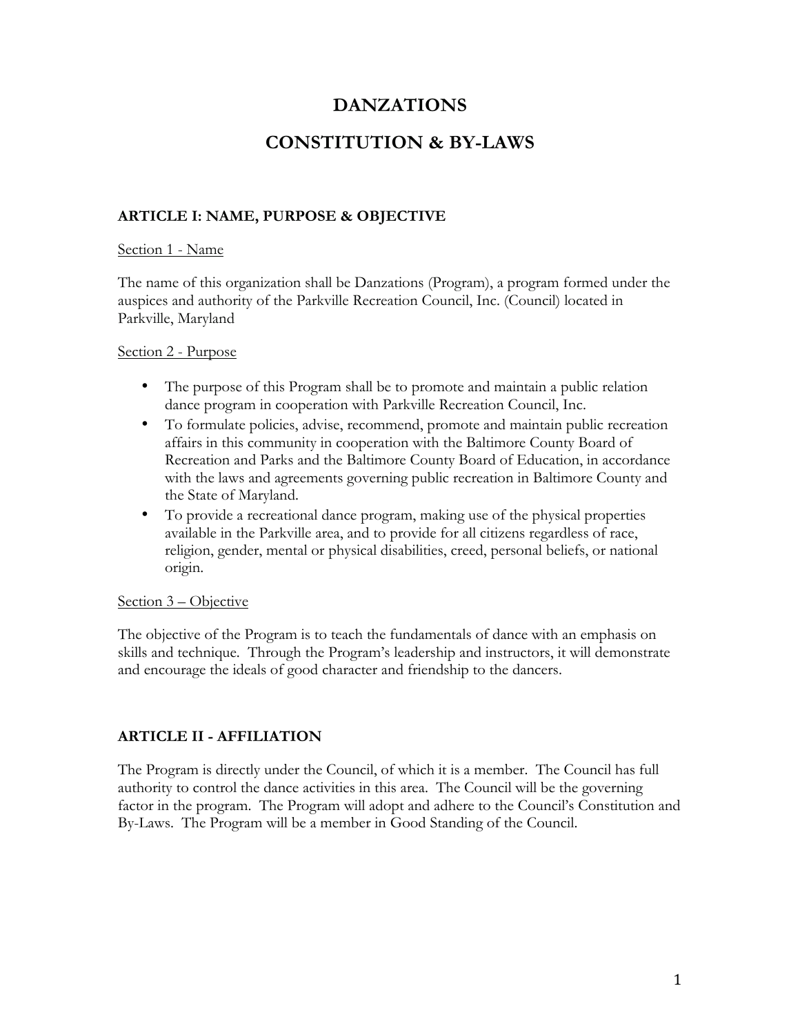# DANZATIONS

# CONSTITUTION & BY-LAWS

## ARTICLE I: NAME, PURPOSE & OBJECTIVE

Section 1 - Name

The name of this organization shall be Danzations (Program), a program formed under the auspices and authority of the Parkville Recreation Council, Inc. (Council) located in Parkville, Maryland

Section 2 - Purpose

- The purpose of this Program shall be to promote and maintain a public relation dance program in cooperation with Parkville Recreation Council, Inc.
- To formulate policies, advise, recommend, promote and maintain public recreation affairs in this community in cooperation with the Baltimore County Board of Recreation and Parks and the Baltimore County Board of Education, in accordance with the laws and agreements governing public recreation in Baltimore County and the State of Maryland.
- To provide a recreational dance program, making use of the physical properties available in the Parkville area, and to provide for all citizens regardless of race, religion, gender, mental or physical disabilities, creed, personal beliefs, or national origin.

Section 3 – Objective

The objective of the Program is to teach the fundamentals of dance with an emphasis on skills and technique. Through the Program's leadership and instructors, it will demonstrate and encourage the ideals of good character and friendship to the dancers.

## ARTICLE II - AFFILIATION

The Program is directly under the Council, of which it is a member. The Council has full authority to control the dance activities in this area. The Council will be the governing factor in the program. The Program will adopt and adhere to the Council's Constitution and By-Laws. The Program will be a member in Good Standing of the Council.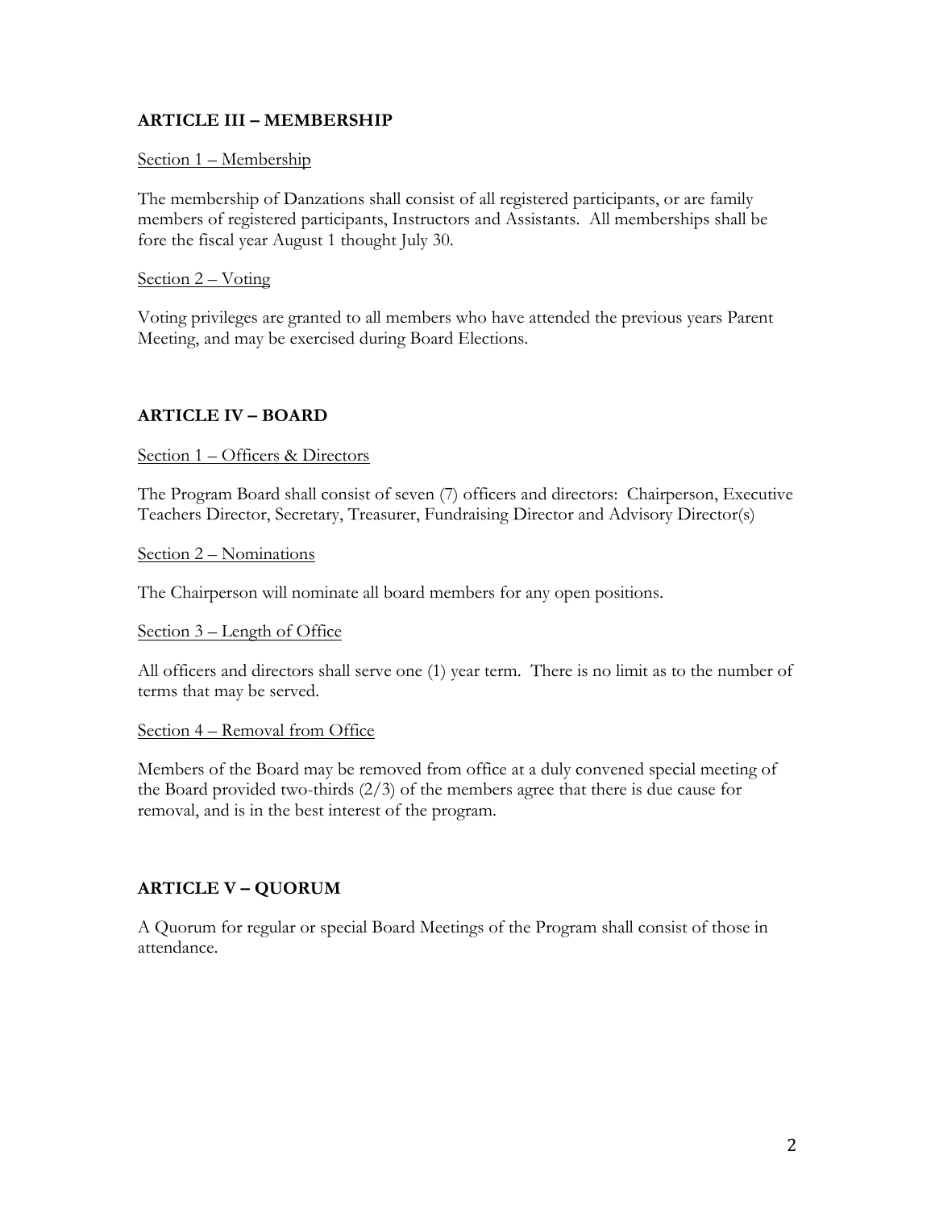## ARTICLE III – MEMBERSHIP

<u>Section 1 – Membership</u>

The membership of Danzations shall consist of all registered participants, or are family members of registered participants, Instructors and Assistants. All memberships shall be fore the fiscal year August 1 thought July 30.

<u>Section 2 – Voting</u>

Voting privileges are granted to all members who have attended the previous years Parent Meeting, and may be exercised during Board Elections.

## ARTICLE IV – BOARD

<u>Section 1 – Officers & Directors</u>

The Program Board shall consist of seven (7) officers and directors: Chairperson, Executive Teachers Director, Secretary, Treasurer, Fundraising Director and Advisory Director(s)

<u>Section 2 – Nominations</u>

The Chairperson will nominate all board members for any open positions.

<u>Section 3 – Length of Office</u>

All officers and directors shall serve one (1) year term. There is no limit as to the number of terms that may be served.

<u>Section 4 – Removal from Office</u>

Members of the Board may be removed from office at a duly convened special meeting of the Board provided two-thirds (2/3) of the members agree that there is due cause for removal, and is in the best interest of the program.

## ARTICLE V – QUORUM

A Quorum for regular or special Board Meetings of the Program shall consist of those in attendance.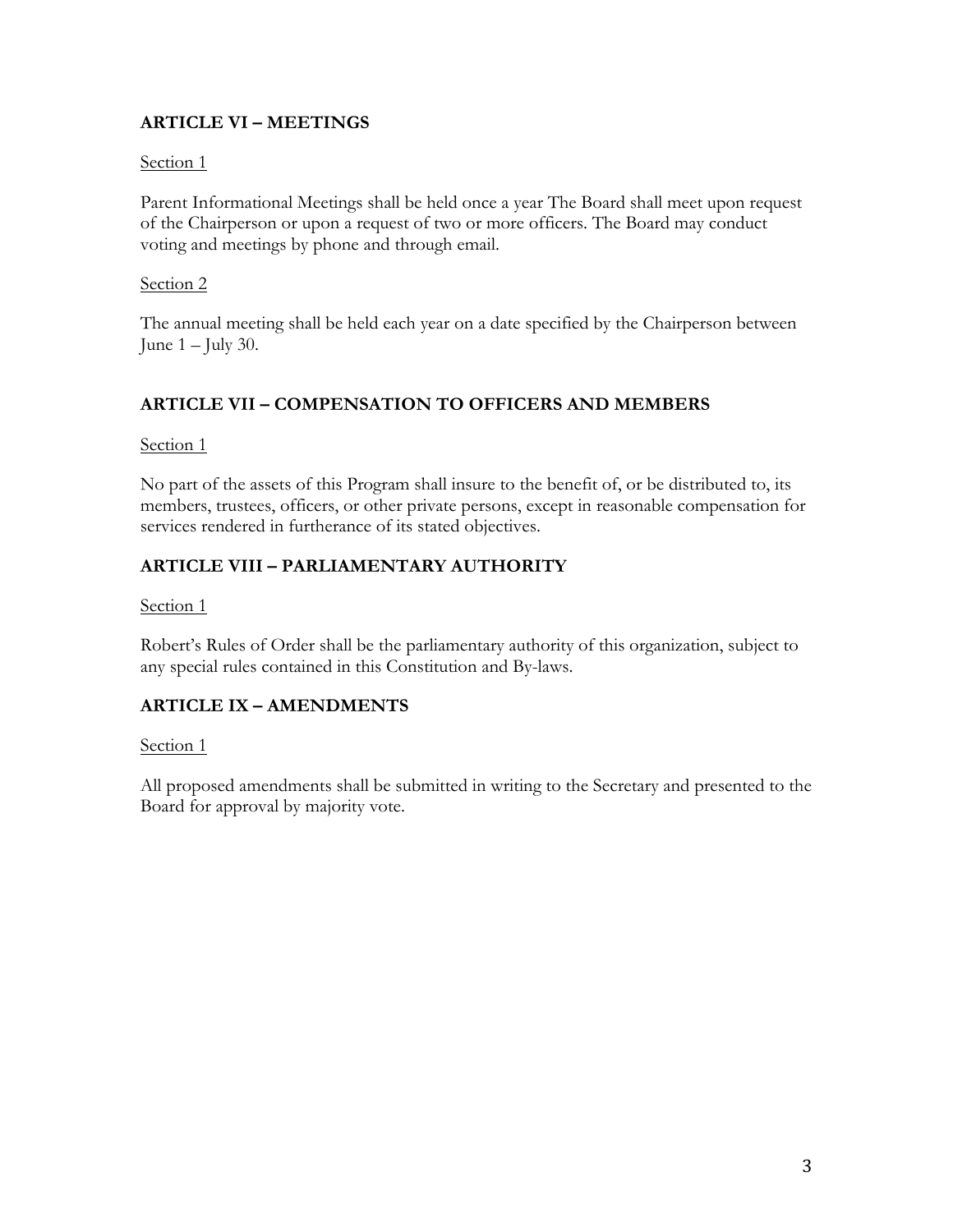## ARTICLE VI – MEETINGS

Section 1

Parent Informational Meetings shall be held once a year The Board shall meet upon request of the Chairperson or upon a request of two or more officers. The Board may conduct voting and meetings by phone and through email.

Section 2

The annual meeting shall be held each year on a date specified by the Chairperson between June 1 – July 30.

## ARTICLE VII – COMPENSATION TO OFFICERS AND MEMBERS

Section 1

No part of the assets of this Program shall insure to the benefit of, or be distributed to, its members, trustees, officers, or other private persons, except in reasonable compensation for services rendered in furtherance of its stated objectives.

## ARTICLE VIII – PARLIAMENTARY AUTHORITY

Section 1

Robert's Rules of Order shall be the parliamentary authority of this organization, subject to any special rules contained in this Constitution and By-laws.

## ARTICLE IX – AMENDMENTS

Section 1

All proposed amendments shall be submitted in writing to the Secretary and presented to the Board for approval by majority vote.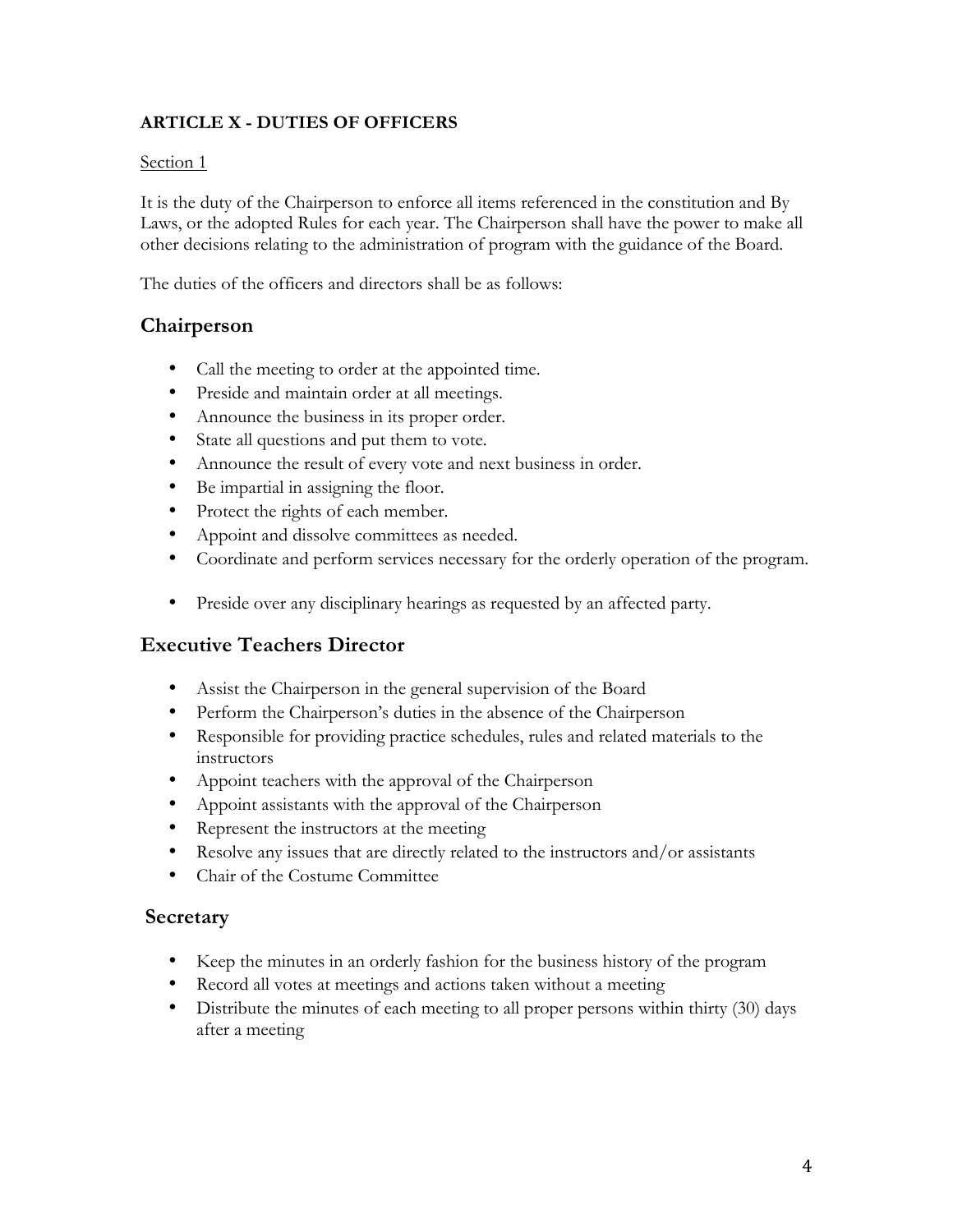**ARTICLE X - DUTIES OF OFFICERS**

Section 1

It is the duty of the Chairperson to enforce all items referenced in the constitution and By Laws, or the adopted Rules for each year. The Chairperson shall have the power to make all other decisions relating to the administration of program with the guidance of the Board.

The duties of the officers and directors shall be as follows:

## Chairperson

- Call the meeting to order at the appointed time.
- Preside and maintain order at all meetings.
- Announce the business in its proper order.
- State all questions and put them to vote.
- Announce the result of every vote and next business in order.
- Be impartial in assigning the floor.
- Protect the rights of each member.
- Appoint and dissolve committees as needed.
- Coordinate and perform services necessary for the orderly operation of the program.
- Preside over any disciplinary hearings as requested by an affected party.

## Executive Teachers Director

- Assist the Chairperson in the general supervision of the Board
- Perform the Chairperson's duties in the absence of the Chairperson
- Responsible for providing practice schedules, rules and related materials to the instructors
- Appoint teachers with the approval of the Chairperson
- Appoint assistants with the approval of the Chairperson
- Represent the instructors at the meeting
- Resolve any issues that are directly related to the instructors and/or assistants
- Chair of the Costume Committee

## Secretary

- Keep the minutes in an orderly fashion for the business history of the program
- Record all votes at meetings and actions taken without a meeting
- Distribute the minutes of each meeting to all proper persons within thirty (30) days after a meeting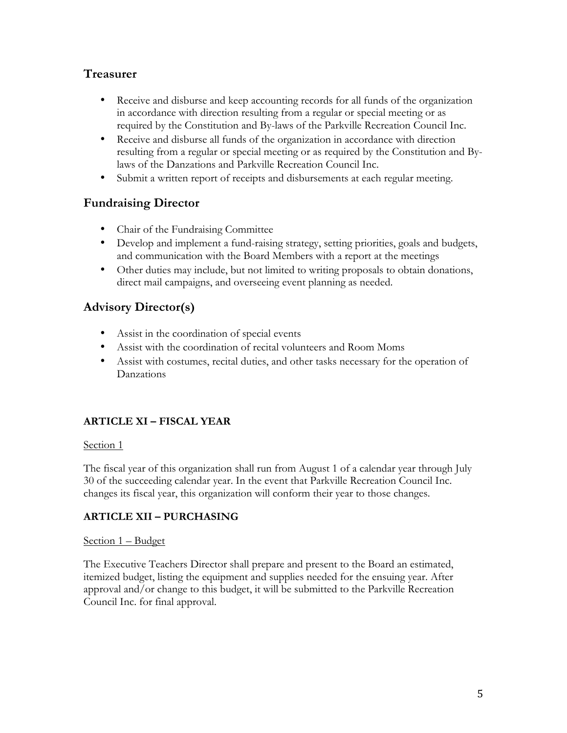## Treasurer

- Receive and disburse and keep accounting records for all funds of the organization in accordance with direction resulting from a regular or special meeting or as required by the Constitution and By-laws of the Parkville Recreation Council Inc.
- Receive and disburse all funds of the organization in accordance with direction resulting from a regular or special meeting or as required by the Constitution and By-laws of the Danzations and Parkville Recreation Council Inc.
- Submit a written report of receipts and disbursements at each regular meeting.

## Fundraising Director

- Chair of the Fundraising Committee
- Develop and implement a fund-raising strategy, setting priorities, goals and budgets, and communication with the Board Members with a report at the meetings
- Other duties may include, but not limited to writing proposals to obtain donations, direct mail campaigns, and overseeing event planning as needed.

## Advisory Director(s)

- Assist in the coordination of special events
- Assist with the coordination of recital volunteers and Room Moms
- Assist with costumes, recital duties, and other tasks necessary for the operation of Danzations

### ARTICLE XI – FISCAL YEAR

Section 1

The fiscal year of this organization shall run from August 1 of a calendar year through July 30 of the succeeding calendar year. In the event that Parkville Recreation Council Inc. changes its fiscal year, this organization will conform their year to those changes.

### ARTICLE XII – PURCHASING

Section 1 – Budget

The Executive Teachers Director shall prepare and present to the Board an estimated, itemized budget, listing the equipment and supplies needed for the ensuing year. After approval and/or change to this budget, it will be submitted to the Parkville Recreation Council Inc. for final approval.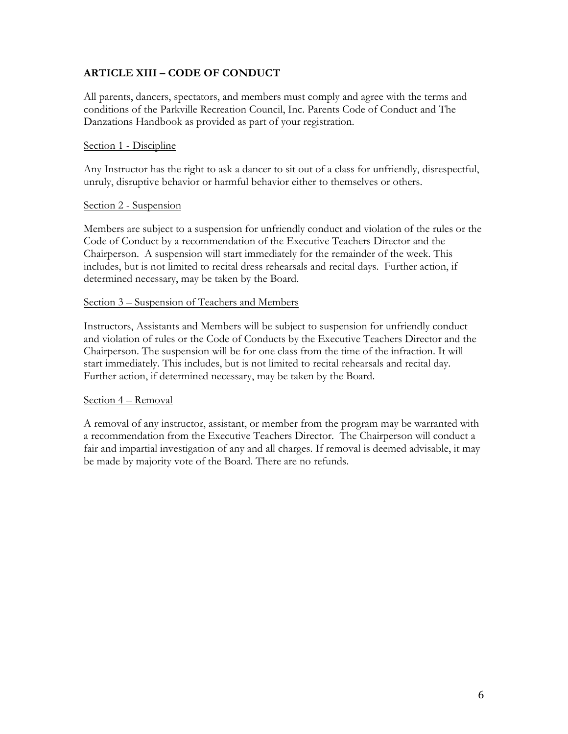## ARTICLE XIII – CODE OF CONDUCT

All parents, dancers, spectators, and members must comply and agree with the terms and conditions of the Parkville Recreation Council, Inc. Parents Code of Conduct and The Danzations Handbook as provided as part of your registration.

### Section 1 - Discipline

Any Instructor has the right to ask a dancer to sit out of a class for unfriendly, disrespectful, unruly, disruptive behavior or harmful behavior either to themselves or others.

### Section 2 - Suspension

Members are subject to a suspension for unfriendly conduct and violation of the rules or the Code of Conduct by a recommendation of the Executive Teachers Director and the Chairperson. A suspension will start immediately for the remainder of the week. This includes, but is not limited to recital dress rehearsals and recital days. Further action, if determined necessary, may be taken by the Board.

### Section 3 – Suspension of Teachers and Members

Instructors, Assistants and Members will be subject to suspension for unfriendly conduct and violation of rules or the Code of Conducts by the Executive Teachers Director and the Chairperson. The suspension will be for one class from the time of the infraction. It will start immediately. This includes, but is not limited to recital rehearsals and recital day. Further action, if determined necessary, may be taken by the Board.

### Section 4 – Removal

A removal of any instructor, assistant, or member from the program may be warranted with a recommendation from the Executive Teachers Director. The Chairperson will conduct a fair and impartial investigation of any and all charges. If removal is deemed advisable, it may be made by majority vote of the Board. There are no refunds.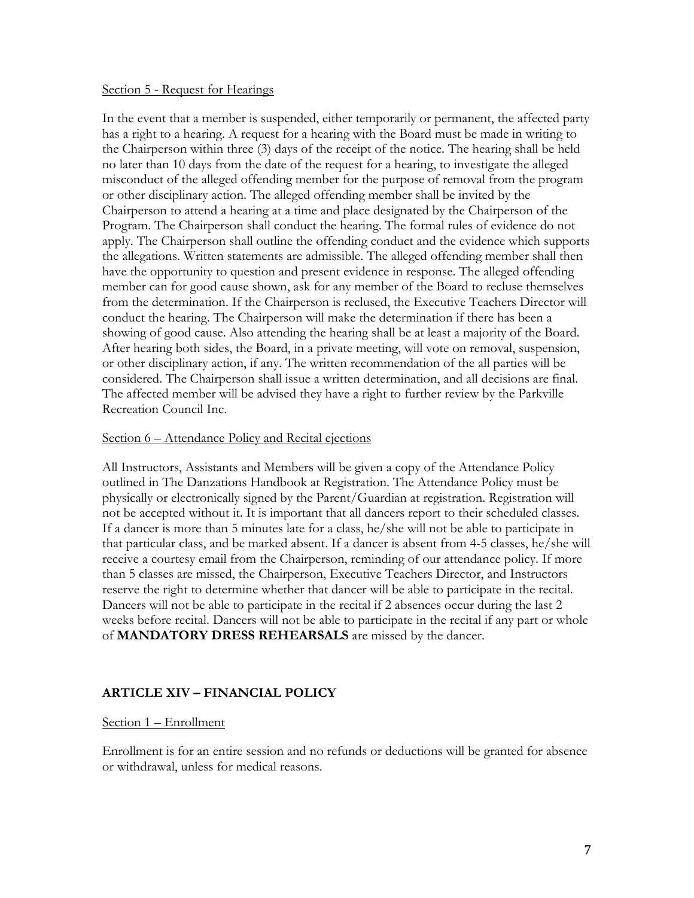Section 5 - Request for Hearings

In the event that a member is suspended, either temporarily or permanent, the affected party has a right to a hearing. A request for a hearing with the Board must be made in writing to the Chairperson within three (3) days of the receipt of the notice. The hearing shall be held no later than 10 days from the date of the request for a hearing, to investigate the alleged misconduct of the alleged offending member for the purpose of removal from the program or other disciplinary action. The alleged offending member shall be invited by the Chairperson to attend a hearing at a time and place designated by the Chairperson of the Program. The Chairperson shall conduct the hearing. The formal rules of evidence do not apply. The Chairperson shall outline the offending conduct and the evidence which supports the allegations. Written statements are admissible. The alleged offending member shall then have the opportunity to question and present evidence in response. The alleged offending member can for good cause shown, ask for any member of the Board to recluse themselves from the determination. If the Chairperson is reclused, the Executive Teachers Director will conduct the hearing. The Chairperson will make the determination if there has been a showing of good cause. Also attending the hearing shall be at least a majority of the Board. After hearing both sides, the Board, in a private meeting, will vote on removal, suspension, or other disciplinary action, if any. The written recommendation of the all parties will be considered. The Chairperson shall issue a written determination, and all decisions are final. The affected member will be advised they have a right to further review by the Parkville Recreation Council Inc.

Section 6 – Attendance Policy and Recital ejections

All Instructors, Assistants and Members will be given a copy of the Attendance Policy outlined in The Danzations Handbook at Registration. The Attendance Policy must be physically or electronically signed by the Parent/Guardian at registration. Registration will not be accepted without it. It is important that all dancers report to their scheduled classes. If a dancer is more than 5 minutes late for a class, he/she will not be able to participate in that particular class, and be marked absent. If a dancer is absent from 4-5 classes, he/she will receive a courtesy email from the Chairperson, reminding of our attendance policy. If more than 5 classes are missed, the Chairperson, Executive Teachers Director, and Instructors reserve the right to determine whether that dancer will be able to participate in the recital. Dancers will not be able to participate in the recital if 2 absences occur during the last 2 weeks before recital. Dancers will not be able to participate in the recital if any part or whole of **MANDATORY DRESS REHEARSALS** are missed by the dancer.

## ARTICLE XIV – FINANCIAL POLICY

Section 1 – Enrollment

Enrollment is for an entire session and no refunds or deductions will be granted for absence or withdrawal, unless for medical reasons.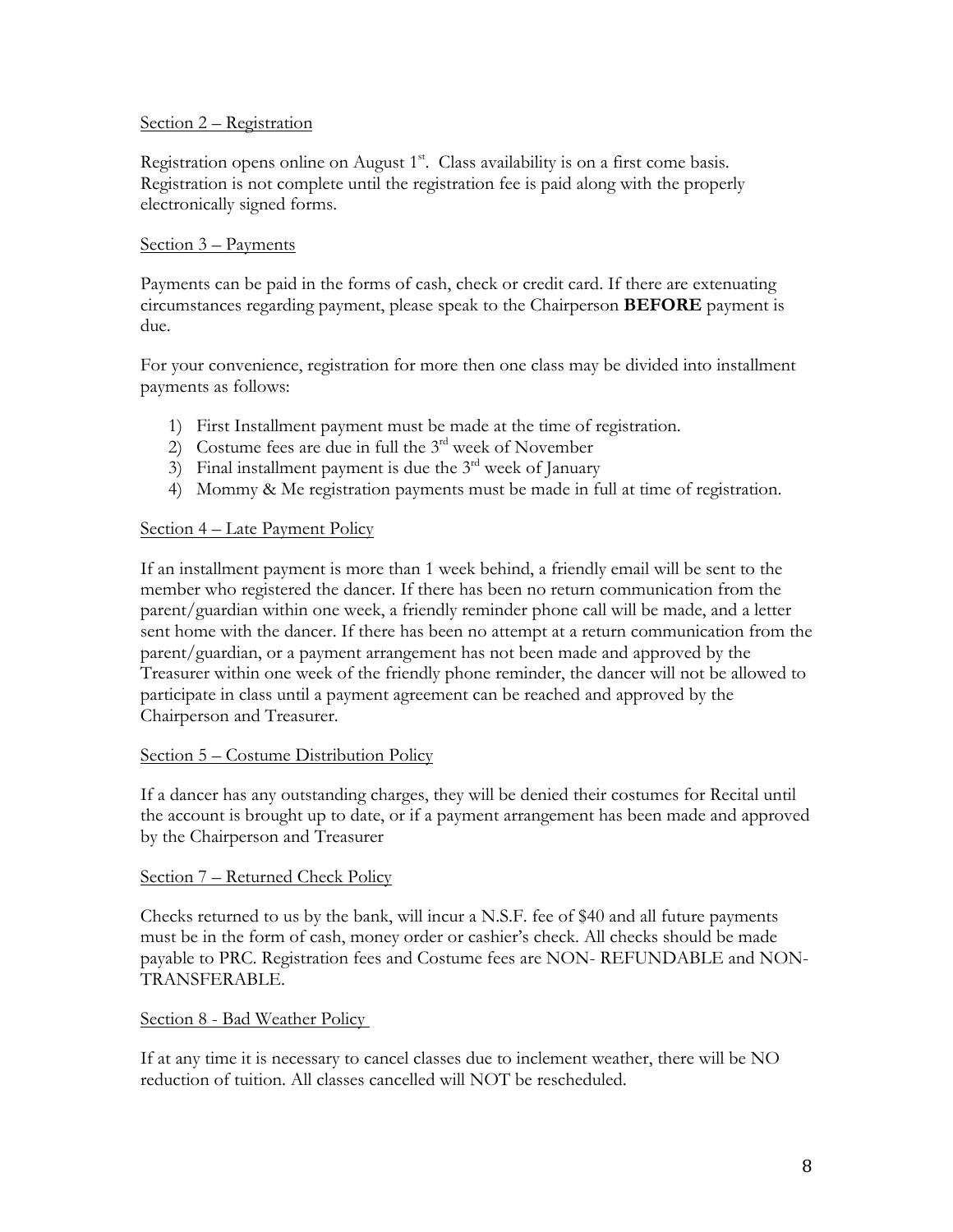Section 2 – Registration

Registration opens online on August 1st. Class availability is on a first come basis. Registration is not complete until the registration fee is paid along with the properly electronically signed forms.

Section 3 – Payments

Payments can be paid in the forms of cash, check or credit card. If there are extenuating circumstances regarding payment, please speak to the Chairperson **BEFORE** payment is due.

For your convenience, registration for more then one class may be divided into installment payments as follows:

1) First Installment payment must be made at the time of registration.
2) Costume fees are due in full the 3rd week of November
3) Final installment payment is due the 3rd week of January
4) Mommy & Me registration payments must be made in full at time of registration.

Section 4 – Late Payment Policy

If an installment payment is more than 1 week behind, a friendly email will be sent to the member who registered the dancer. If there has been no return communication from the parent/guardian within one week, a friendly reminder phone call will be made, and a letter sent home with the dancer. If there has been no attempt at a return communication from the parent/guardian, or a payment arrangement has not been made and approved by the Treasurer within one week of the friendly phone reminder, the dancer will not be allowed to participate in class until a payment agreement can be reached and approved by the Chairperson and Treasurer.

Section 5 – Costume Distribution Policy

If a dancer has any outstanding charges, they will be denied their costumes for Recital until the account is brought up to date, or if a payment arrangement has been made and approved by the Chairperson and Treasurer

Section 7 – Returned Check Policy

Checks returned to us by the bank, will incur a N.S.F. fee of $40 and all future payments must be in the form of cash, money order or cashier's check. All checks should be made payable to PRC. Registration fees and Costume fees are NON- REFUNDABLE and NON-TRANSFERABLE.

Section 8 - Bad Weather Policy

If at any time it is necessary to cancel classes due to inclement weather, there will be NO reduction of tuition. All classes cancelled will NOT be rescheduled.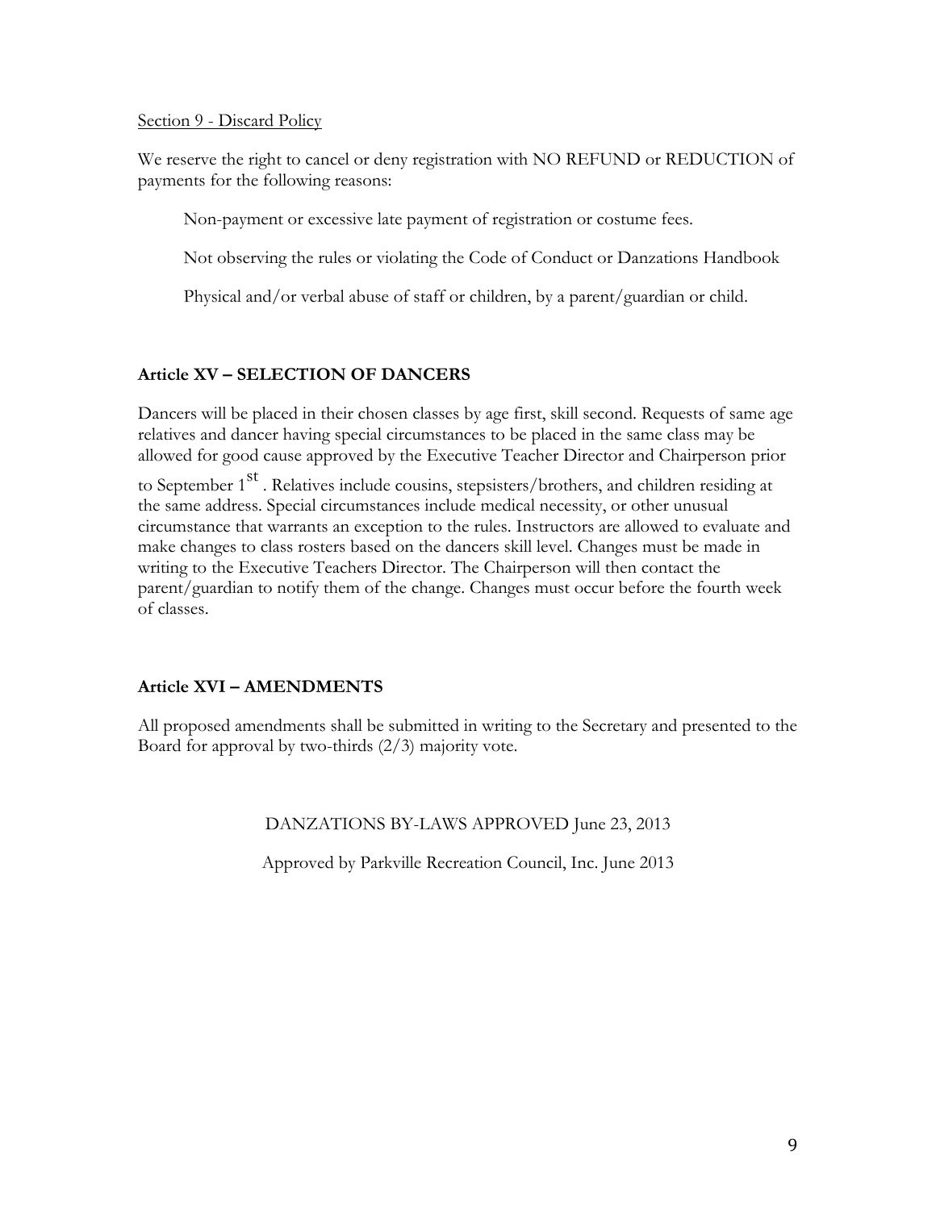Section 9 - Discard Policy

We reserve the right to cancel or deny registration with NO REFUND or REDUCTION of payments for the following reasons:

Non-payment or excessive late payment of registration or costume fees.

Not observing the rules or violating the Code of Conduct or Danzations Handbook

Physical and/or verbal abuse of staff or children, by a parent/guardian or child.

**Article XV – SELECTION OF DANCERS**

Dancers will be placed in their chosen classes by age first, skill second. Requests of same age relatives and dancer having special circumstances to be placed in the same class may be allowed for good cause approved by the Executive Teacher Director and Chairperson prior to September 1st . Relatives include cousins, stepsisters/brothers, and children residing at the same address. Special circumstances include medical necessity, or other unusual circumstance that warrants an exception to the rules. Instructors are allowed to evaluate and make changes to class rosters based on the dancers skill level. Changes must be made in writing to the Executive Teachers Director. The Chairperson will then contact the parent/guardian to notify them of the change. Changes must occur before the fourth week of classes.

**Article XVI – AMENDMENTS**

All proposed amendments shall be submitted in writing to the Secretary and presented to the Board for approval by two-thirds (2/3) majority vote.

DANZATIONS BY-LAWS APPROVED June 23, 2013

Approved by Parkville Recreation Council, Inc. June 2013